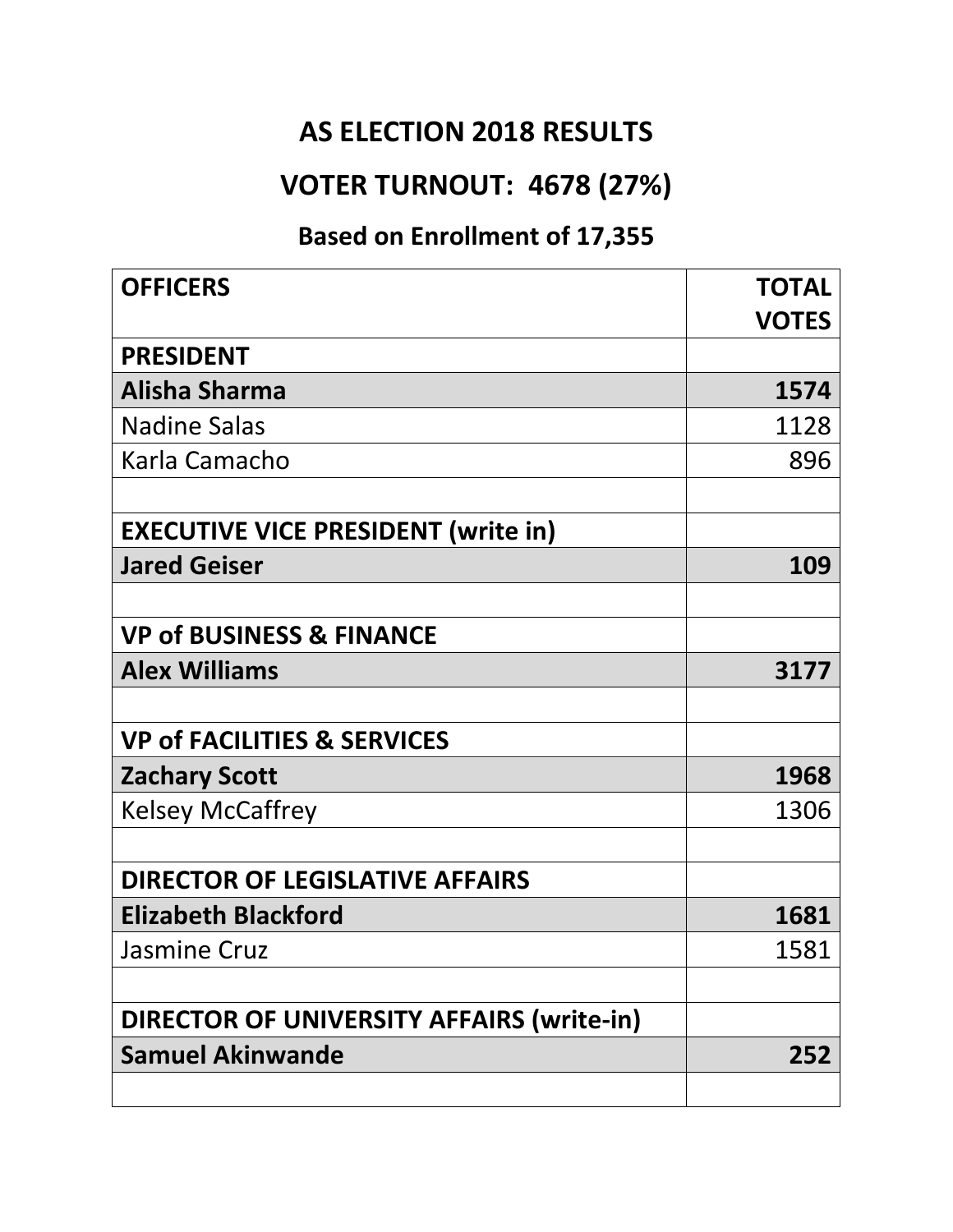# AS ELECTION 2018 RESULTS

## VOTER TURNOUT: 4678 (27%)

### Based on Enrollment of 17,355

| OFFICERS | TOTAL VOTES |
|---|---|
| **PRESIDENT** | |
| **Alisha Sharma** | **1574** |
| Nadine Salas | 1128 |
| Karla Camacho | 896 |
| | |
| **EXECUTIVE VICE PRESIDENT (write in)** | |
| **Jared Geiser** | **109** |
| | |
| **VP of BUSINESS & FINANCE** | |
| **Alex Williams** | **3177** |
| | |
| **VP of FACILITIES & SERVICES** | |
| **Zachary Scott** | **1968** |
| Kelsey McCaffrey | 1306 |
| | |
| **DIRECTOR OF LEGISLATIVE AFFAIRS** | |
| **Elizabeth Blackford** | **1681** |
| Jasmine Cruz | 1581 |
| | |
| **DIRECTOR OF UNIVERSITY AFFAIRS (write-in)** | |
| **Samuel Akinwande** | **252** |
| | |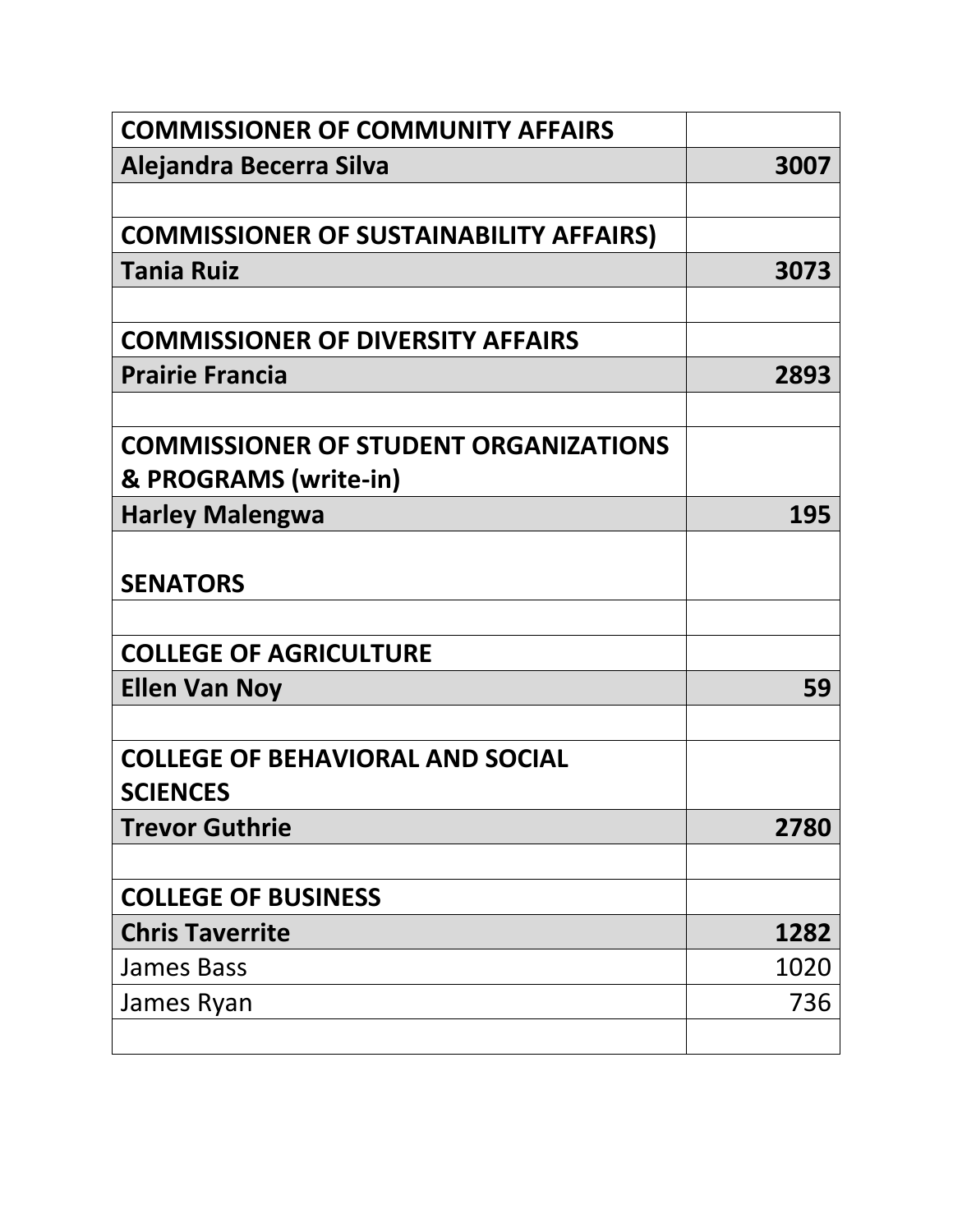| | |
|---|---|
| **COMMISSIONER OF COMMUNITY AFFAIRS** | |
| **Alejandra Becerra Silva** | **3007** |
| | |
| **COMMISSIONER OF SUSTAINABILITY AFFAIRS)** | |
| **Tania Ruiz** | **3073** |
| | |
| **COMMISSIONER OF DIVERSITY AFFAIRS** | |
| **Prairie Francia** | **2893** |
| | |
| **COMMISSIONER OF STUDENT ORGANIZATIONS & PROGRAMS (write-in)** | |
| **Harley Malengwa** | **195** |
| **SENATORS** | |
| | |
| **COLLEGE OF AGRICULTURE** | |
| **Ellen Van Noy** | **59** |
| | |
| **COLLEGE OF BEHAVIORAL AND SOCIAL SCIENCES** | |
| **Trevor Guthrie** | **2780** |
| | |
| **COLLEGE OF BUSINESS** | |
| **Chris Taverrite** | **1282** |
| James Bass | 1020 |
| James Ryan | 736 |
| | |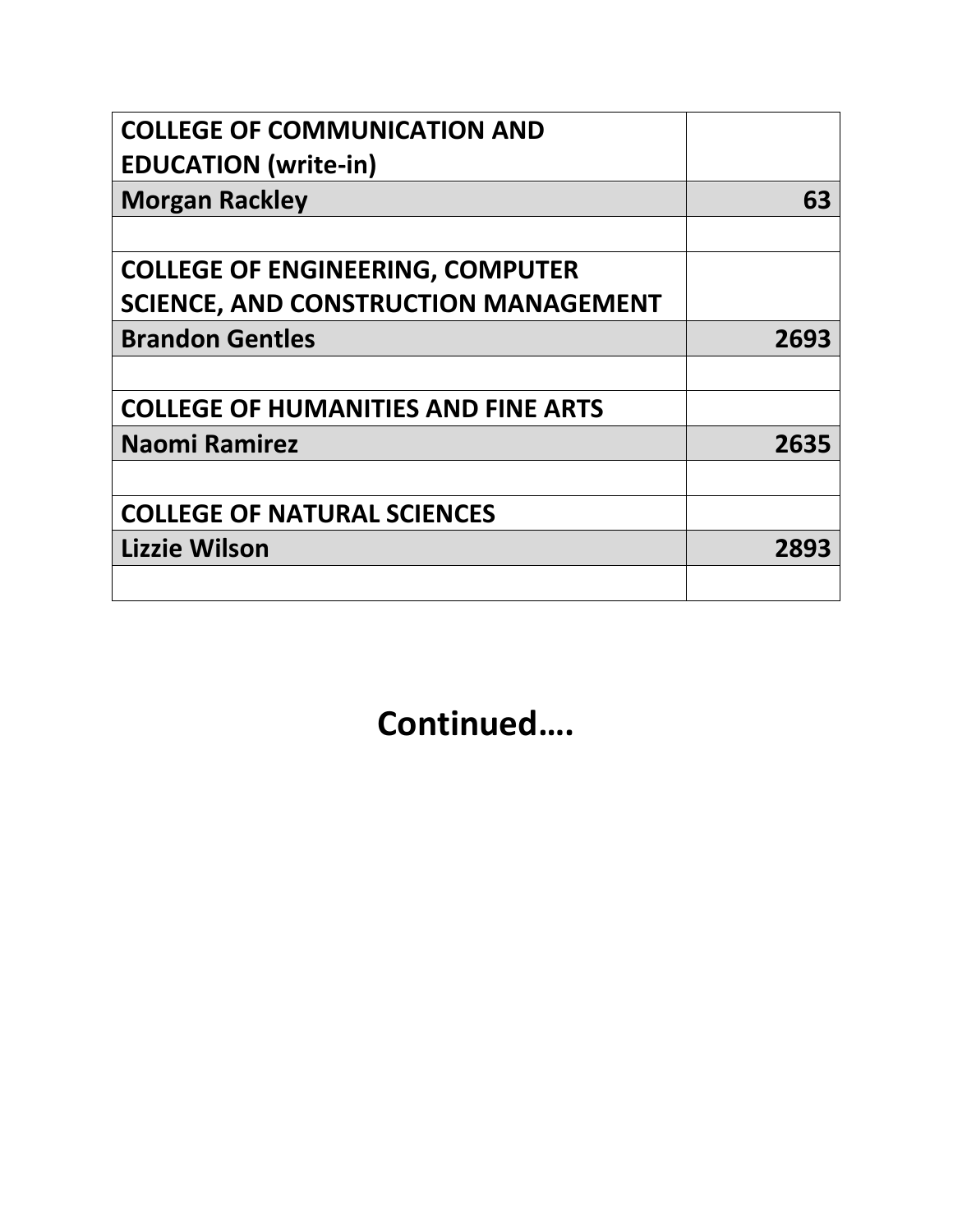| | |
|---|---|
| **COLLEGE OF COMMUNICATION AND EDUCATION (write-in)** | |
| **Morgan Rackley** | **63** |
| | |
| **COLLEGE OF ENGINEERING, COMPUTER SCIENCE, AND CONSTRUCTION MANAGEMENT** | |
| **Brandon Gentles** | **2693** |
| | |
| **COLLEGE OF HUMANITIES AND FINE ARTS** | |
| **Naomi Ramirez** | **2635** |
| | |
| **COLLEGE OF NATURAL SCIENCES** | |
| **Lizzie Wilson** | **2893** |
| | |

## Continued….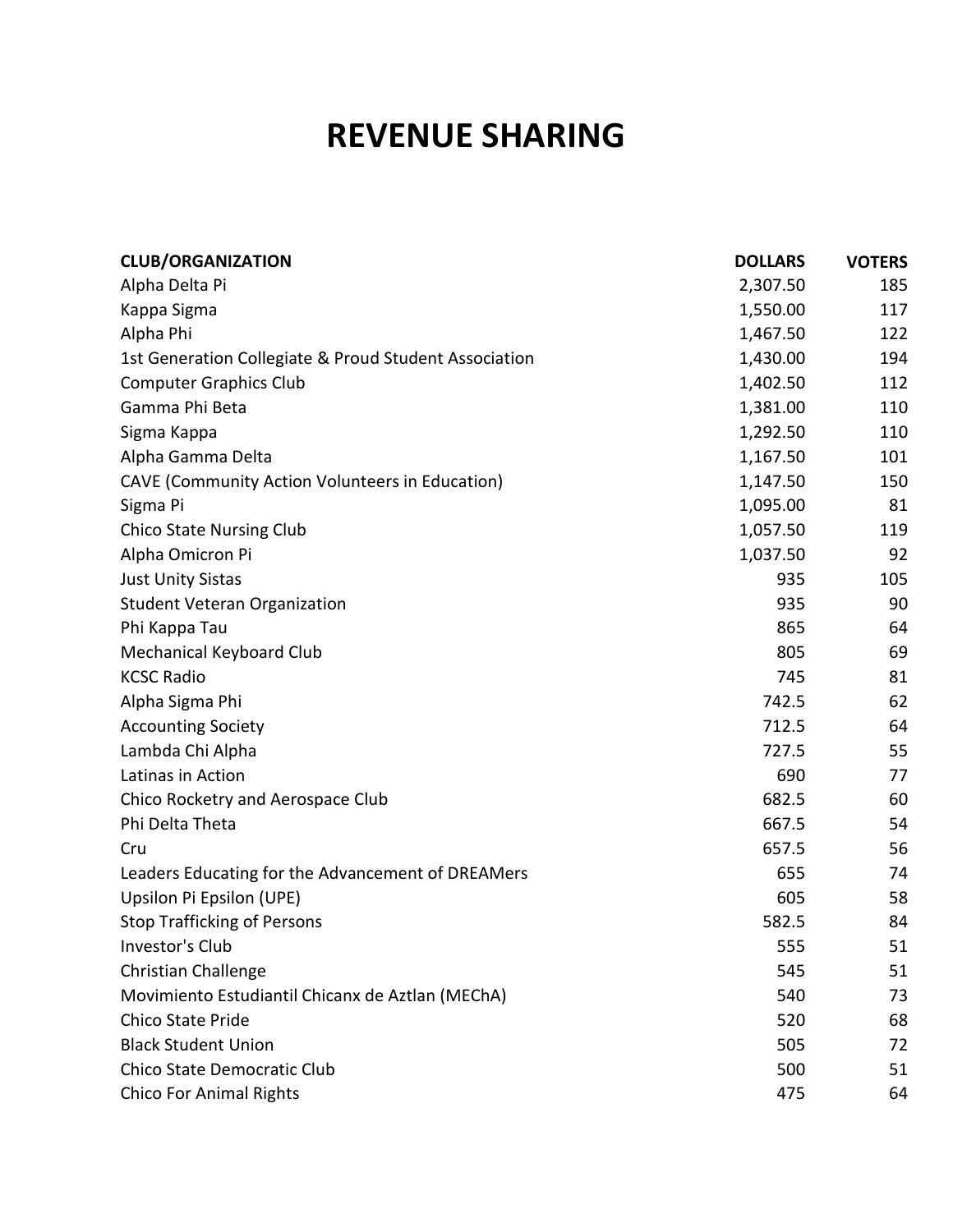# REVENUE SHARING

| CLUB/ORGANIZATION | DOLLARS | VOTERS |
| --- | --- | --- |
| Alpha Delta Pi | 2,307.50 | 185 |
| Kappa Sigma | 1,550.00 | 117 |
| Alpha Phi | 1,467.50 | 122 |
| 1st Generation Collegiate & Proud Student Association | 1,430.00 | 194 |
| Computer Graphics Club | 1,402.50 | 112 |
| Gamma Phi Beta | 1,381.00 | 110 |
| Sigma Kappa | 1,292.50 | 110 |
| Alpha Gamma Delta | 1,167.50 | 101 |
| CAVE (Community Action Volunteers in Education) | 1,147.50 | 150 |
| Sigma Pi | 1,095.00 | 81 |
| Chico State Nursing Club | 1,057.50 | 119 |
| Alpha Omicron Pi | 1,037.50 | 92 |
| Just Unity Sistas | 935 | 105 |
| Student Veteran Organization | 935 | 90 |
| Phi Kappa Tau | 865 | 64 |
| Mechanical Keyboard Club | 805 | 69 |
| KCSC Radio | 745 | 81 |
| Alpha Sigma Phi | 742.5 | 62 |
| Accounting Society | 712.5 | 64 |
| Lambda Chi Alpha | 727.5 | 55 |
| Latinas in Action | 690 | 77 |
| Chico Rocketry and Aerospace Club | 682.5 | 60 |
| Phi Delta Theta | 667.5 | 54 |
| Cru | 657.5 | 56 |
| Leaders Educating for the Advancement of DREAMers | 655 | 74 |
| Upsilon Pi Epsilon (UPE) | 605 | 58 |
| Stop Trafficking of Persons | 582.5 | 84 |
| Investor's Club | 555 | 51 |
| Christian Challenge | 545 | 51 |
| Movimiento Estudiantil Chicanx de Aztlan (MEChA) | 540 | 73 |
| Chico State Pride | 520 | 68 |
| Black Student Union | 505 | 72 |
| Chico State Democratic Club | 500 | 51 |
| Chico For Animal Rights | 475 | 64 |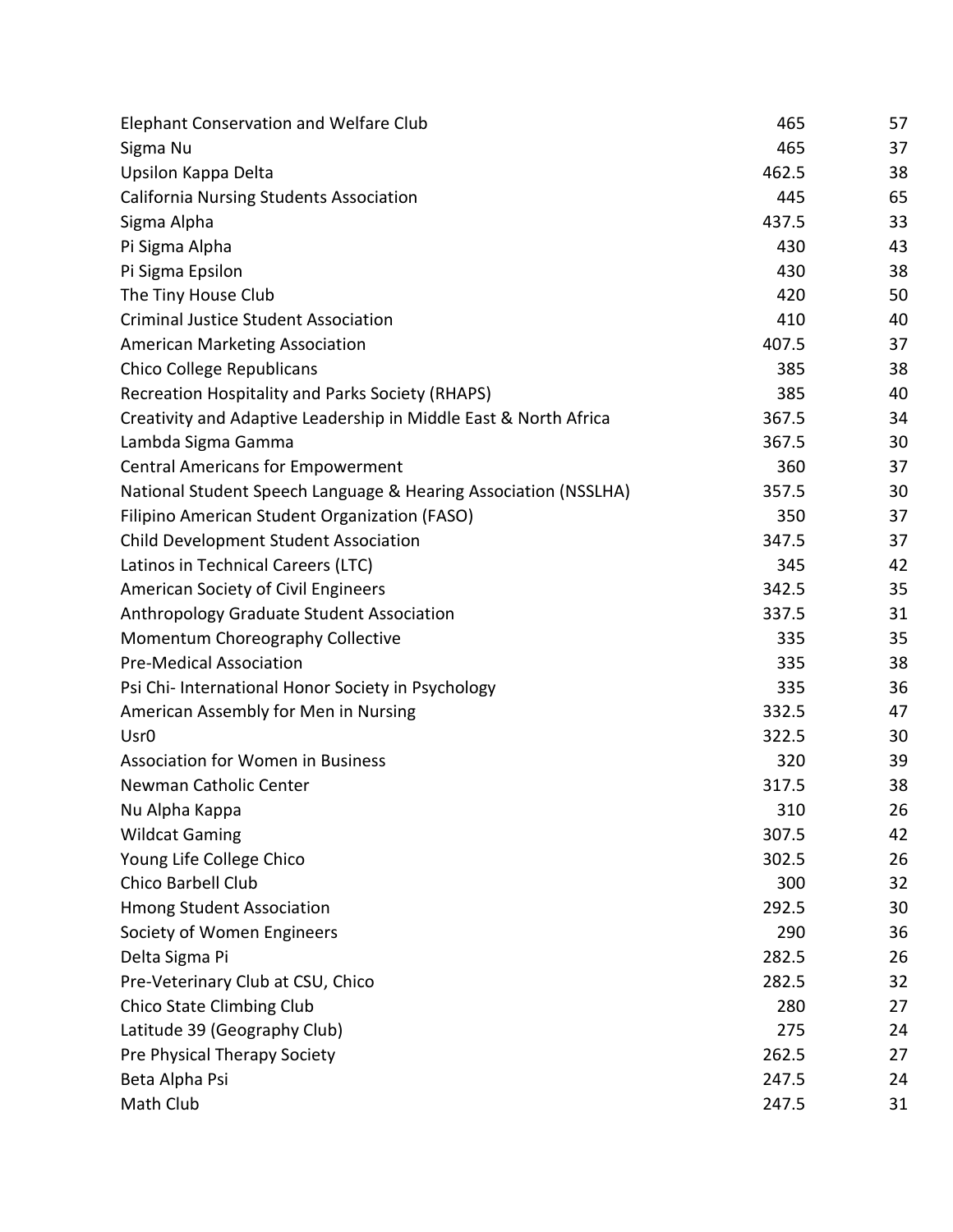| | | |
|---|---|---|
| Elephant Conservation and Welfare Club | 465 | 57 |
| Sigma Nu | 465 | 37 |
| Upsilon Kappa Delta | 462.5 | 38 |
| California Nursing Students Association | 445 | 65 |
| Sigma Alpha | 437.5 | 33 |
| Pi Sigma Alpha | 430 | 43 |
| Pi Sigma Epsilon | 430 | 38 |
| The Tiny House Club | 420 | 50 |
| Criminal Justice Student Association | 410 | 40 |
| American Marketing Association | 407.5 | 37 |
| Chico College Republicans | 385 | 38 |
| Recreation Hospitality and Parks Society (RHAPS) | 385 | 40 |
| Creativity and Adaptive Leadership in Middle East & North Africa | 367.5 | 34 |
| Lambda Sigma Gamma | 367.5 | 30 |
| Central Americans for Empowerment | 360 | 37 |
| National Student Speech Language & Hearing Association (NSSLHA) | 357.5 | 30 |
| Filipino American Student Organization (FASO) | 350 | 37 |
| Child Development Student Association | 347.5 | 37 |
| Latinos in Technical Careers (LTC) | 345 | 42 |
| American Society of Civil Engineers | 342.5 | 35 |
| Anthropology Graduate Student Association | 337.5 | 31 |
| Momentum Choreography Collective | 335 | 35 |
| Pre-Medical Association | 335 | 38 |
| Psi Chi- International Honor Society in Psychology | 335 | 36 |
| American Assembly for Men in Nursing | 332.5 | 47 |
| Usr0 | 322.5 | 30 |
| Association for Women in Business | 320 | 39 |
| Newman Catholic Center | 317.5 | 38 |
| Nu Alpha Kappa | 310 | 26 |
| Wildcat Gaming | 307.5 | 42 |
| Young Life College Chico | 302.5 | 26 |
| Chico Barbell Club | 300 | 32 |
| Hmong Student Association | 292.5 | 30 |
| Society of Women Engineers | 290 | 36 |
| Delta Sigma Pi | 282.5 | 26 |
| Pre-Veterinary Club at CSU, Chico | 282.5 | 32 |
| Chico State Climbing Club | 280 | 27 |
| Latitude 39 (Geography Club) | 275 | 24 |
| Pre Physical Therapy Society | 262.5 | 27 |
| Beta Alpha Psi | 247.5 | 24 |
| Math Club | 247.5 | 31 |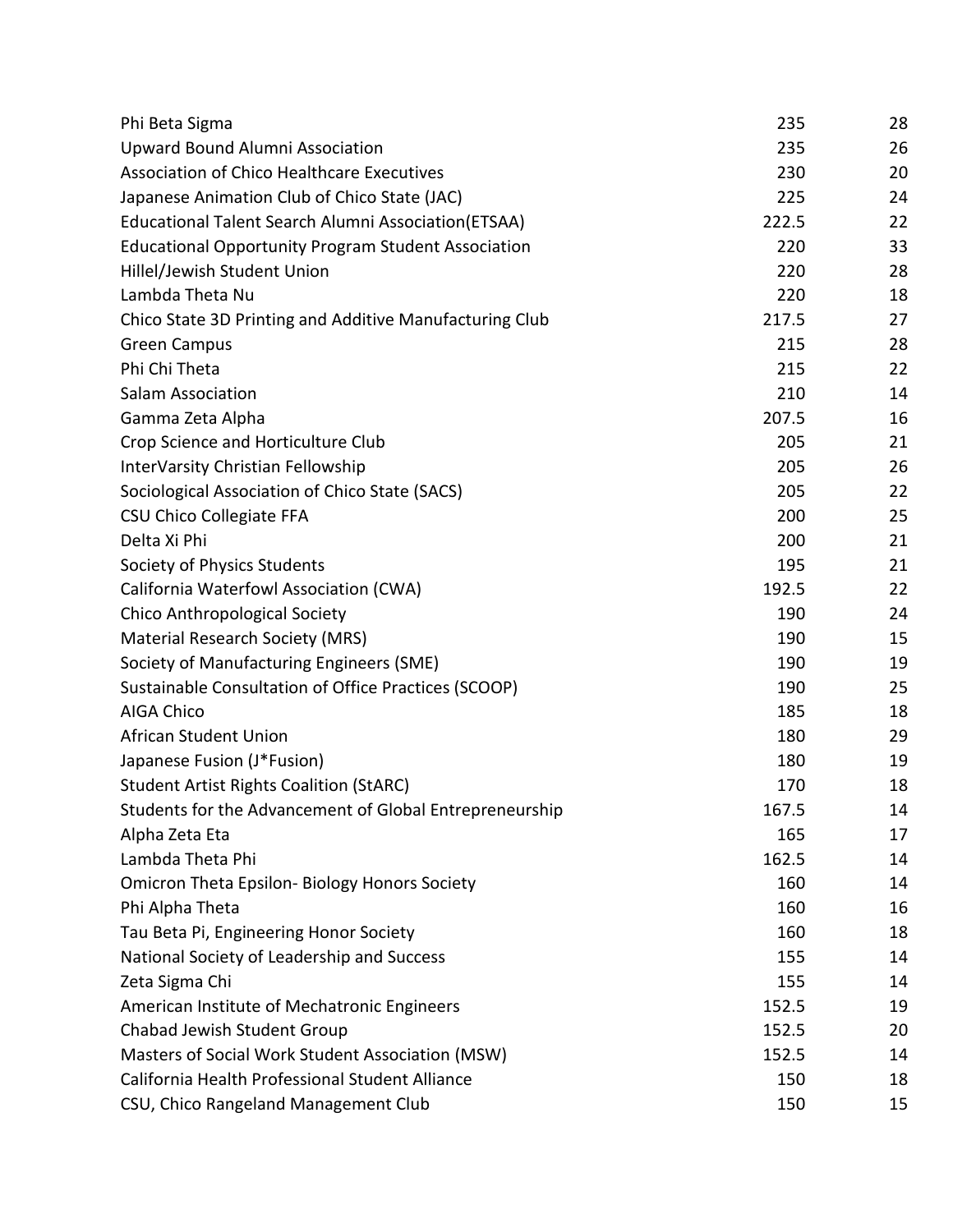| | | |
|---|---|---|
| Phi Beta Sigma | 235 | 28 |
| Upward Bound Alumni Association | 235 | 26 |
| Association of Chico Healthcare Executives | 230 | 20 |
| Japanese Animation Club of Chico State (JAC) | 225 | 24 |
| Educational Talent Search Alumni Association(ETSAA) | 222.5 | 22 |
| Educational Opportunity Program Student Association | 220 | 33 |
| Hillel/Jewish Student Union | 220 | 28 |
| Lambda Theta Nu | 220 | 18 |
| Chico State 3D Printing and Additive Manufacturing Club | 217.5 | 27 |
| Green Campus | 215 | 28 |
| Phi Chi Theta | 215 | 22 |
| Salam Association | 210 | 14 |
| Gamma Zeta Alpha | 207.5 | 16 |
| Crop Science and Horticulture Club | 205 | 21 |
| InterVarsity Christian Fellowship | 205 | 26 |
| Sociological Association of Chico State (SACS) | 205 | 22 |
| CSU Chico Collegiate FFA | 200 | 25 |
| Delta Xi Phi | 200 | 21 |
| Society of Physics Students | 195 | 21 |
| California Waterfowl Association (CWA) | 192.5 | 22 |
| Chico Anthropological Society | 190 | 24 |
| Material Research Society (MRS) | 190 | 15 |
| Society of Manufacturing Engineers (SME) | 190 | 19 |
| Sustainable Consultation of Office Practices (SCOOP) | 190 | 25 |
| AIGA Chico | 185 | 18 |
| African Student Union | 180 | 29 |
| Japanese Fusion (J*Fusion) | 180 | 19 |
| Student Artist Rights Coalition (StARC) | 170 | 18 |
| Students for the Advancement of Global Entrepreneurship | 167.5 | 14 |
| Alpha Zeta Eta | 165 | 17 |
| Lambda Theta Phi | 162.5 | 14 |
| Omicron Theta Epsilon- Biology Honors Society | 160 | 14 |
| Phi Alpha Theta | 160 | 16 |
| Tau Beta Pi, Engineering Honor Society | 160 | 18 |
| National Society of Leadership and Success | 155 | 14 |
| Zeta Sigma Chi | 155 | 14 |
| American Institute of Mechatronic Engineers | 152.5 | 19 |
| Chabad Jewish Student Group | 152.5 | 20 |
| Masters of Social Work Student Association (MSW) | 152.5 | 14 |
| California Health Professional Student Alliance | 150 | 18 |
| CSU, Chico Rangeland Management Club | 150 | 15 |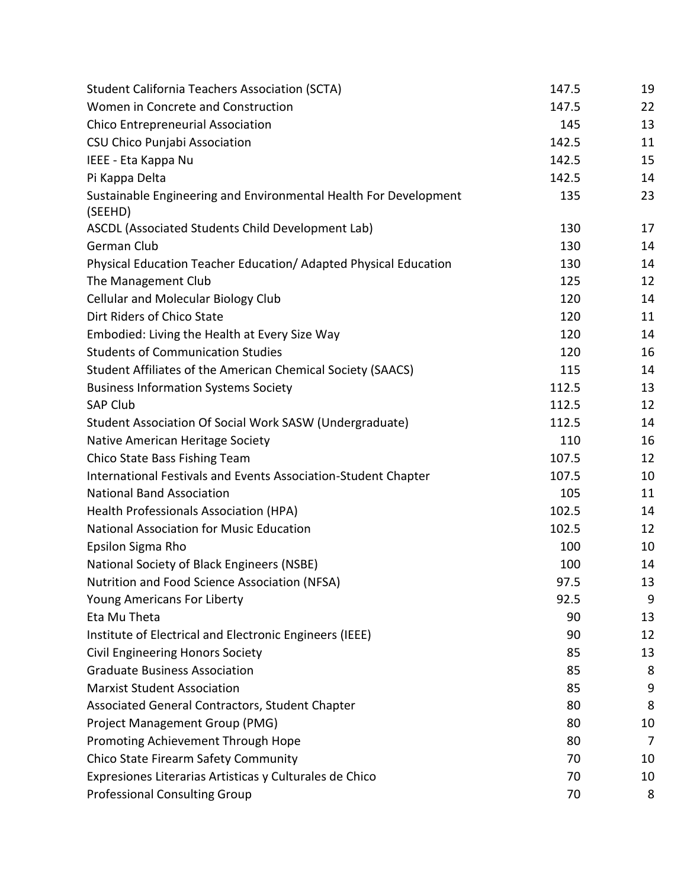| | | |
|---|---|---|
| Student California Teachers Association (SCTA) | 147.5 | 19 |
| Women in Concrete and Construction | 147.5 | 22 |
| Chico Entrepreneurial Association | 145 | 13 |
| CSU Chico Punjabi Association | 142.5 | 11 |
| IEEE - Eta Kappa Nu | 142.5 | 15 |
| Pi Kappa Delta | 142.5 | 14 |
| Sustainable Engineering and Environmental Health For Development (SEEHD) | 135 | 23 |
| ASCDL (Associated Students Child Development Lab) | 130 | 17 |
| German Club | 130 | 14 |
| Physical Education Teacher Education/ Adapted Physical Education | 130 | 14 |
| The Management Club | 125 | 12 |
| Cellular and Molecular Biology Club | 120 | 14 |
| Dirt Riders of Chico State | 120 | 11 |
| Embodied: Living the Health at Every Size Way | 120 | 14 |
| Students of Communication Studies | 120 | 16 |
| Student Affiliates of the American Chemical Society (SAACS) | 115 | 14 |
| Business Information Systems Society | 112.5 | 13 |
| SAP Club | 112.5 | 12 |
| Student Association Of Social Work SASW (Undergraduate) | 112.5 | 14 |
| Native American Heritage Society | 110 | 16 |
| Chico State Bass Fishing Team | 107.5 | 12 |
| International Festivals and Events Association-Student Chapter | 107.5 | 10 |
| National Band Association | 105 | 11 |
| Health Professionals Association (HPA) | 102.5 | 14 |
| National Association for Music Education | 102.5 | 12 |
| Epsilon Sigma Rho | 100 | 10 |
| National Society of Black Engineers (NSBE) | 100 | 14 |
| Nutrition and Food Science Association (NFSA) | 97.5 | 13 |
| Young Americans For Liberty | 92.5 | 9 |
| Eta Mu Theta | 90 | 13 |
| Institute of Electrical and Electronic Engineers (IEEE) | 90 | 12 |
| Civil Engineering Honors Society | 85 | 13 |
| Graduate Business Association | 85 | 8 |
| Marxist Student Association | 85 | 9 |
| Associated General Contractors, Student Chapter | 80 | 8 |
| Project Management Group (PMG) | 80 | 10 |
| Promoting Achievement Through Hope | 80 | 7 |
| Chico State Firearm Safety Community | 70 | 10 |
| Expresiones Literarias Artisticas y Culturales de Chico | 70 | 10 |
| Professional Consulting Group | 70 | 8 |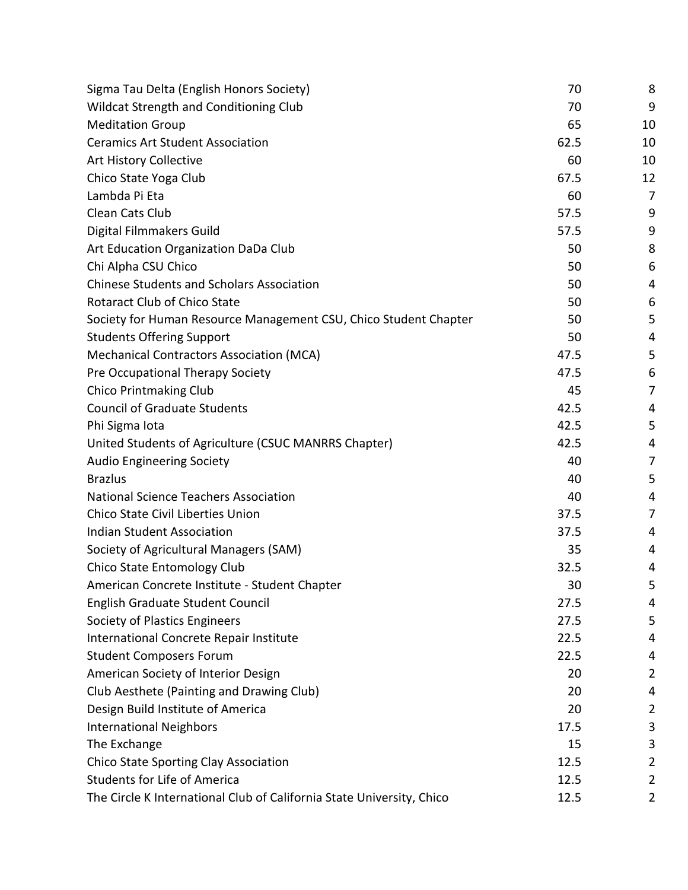| | | |
|---|---|---|
| Sigma Tau Delta (English Honors Society) | 70 | 8 |
| Wildcat Strength and Conditioning Club | 70 | 9 |
| Meditation Group | 65 | 10 |
| Ceramics Art Student Association | 62.5 | 10 |
| Art History Collective | 60 | 10 |
| Chico State Yoga Club | 67.5 | 12 |
| Lambda Pi Eta | 60 | 7 |
| Clean Cats Club | 57.5 | 9 |
| Digital Filmmakers Guild | 57.5 | 9 |
| Art Education Organization DaDa Club | 50 | 8 |
| Chi Alpha CSU Chico | 50 | 6 |
| Chinese Students and Scholars Association | 50 | 4 |
| Rotaract Club of Chico State | 50 | 6 |
| Society for Human Resource Management CSU, Chico Student Chapter | 50 | 5 |
| Students Offering Support | 50 | 4 |
| Mechanical Contractors Association (MCA) | 47.5 | 5 |
| Pre Occupational Therapy Society | 47.5 | 6 |
| Chico Printmaking Club | 45 | 7 |
| Council of Graduate Students | 42.5 | 4 |
| Phi Sigma Iota | 42.5 | 5 |
| United Students of Agriculture (CSUC MANRRS Chapter) | 42.5 | 4 |
| Audio Engineering Society | 40 | 7 |
| Brazlus | 40 | 5 |
| National Science Teachers Association | 40 | 4 |
| Chico State Civil Liberties Union | 37.5 | 7 |
| Indian Student Association | 37.5 | 4 |
| Society of Agricultural Managers (SAM) | 35 | 4 |
| Chico State Entomology Club | 32.5 | 4 |
| American Concrete Institute - Student Chapter | 30 | 5 |
| English Graduate Student Council | 27.5 | 4 |
| Society of Plastics Engineers | 27.5 | 5 |
| International Concrete Repair Institute | 22.5 | 4 |
| Student Composers Forum | 22.5 | 4 |
| American Society of Interior Design | 20 | 2 |
| Club Aesthete (Painting and Drawing Club) | 20 | 4 |
| Design Build Institute of America | 20 | 2 |
| International Neighbors | 17.5 | 3 |
| The Exchange | 15 | 3 |
| Chico State Sporting Clay Association | 12.5 | 2 |
| Students for Life of America | 12.5 | 2 |
| The Circle K International Club of California State University, Chico | 12.5 | 2 |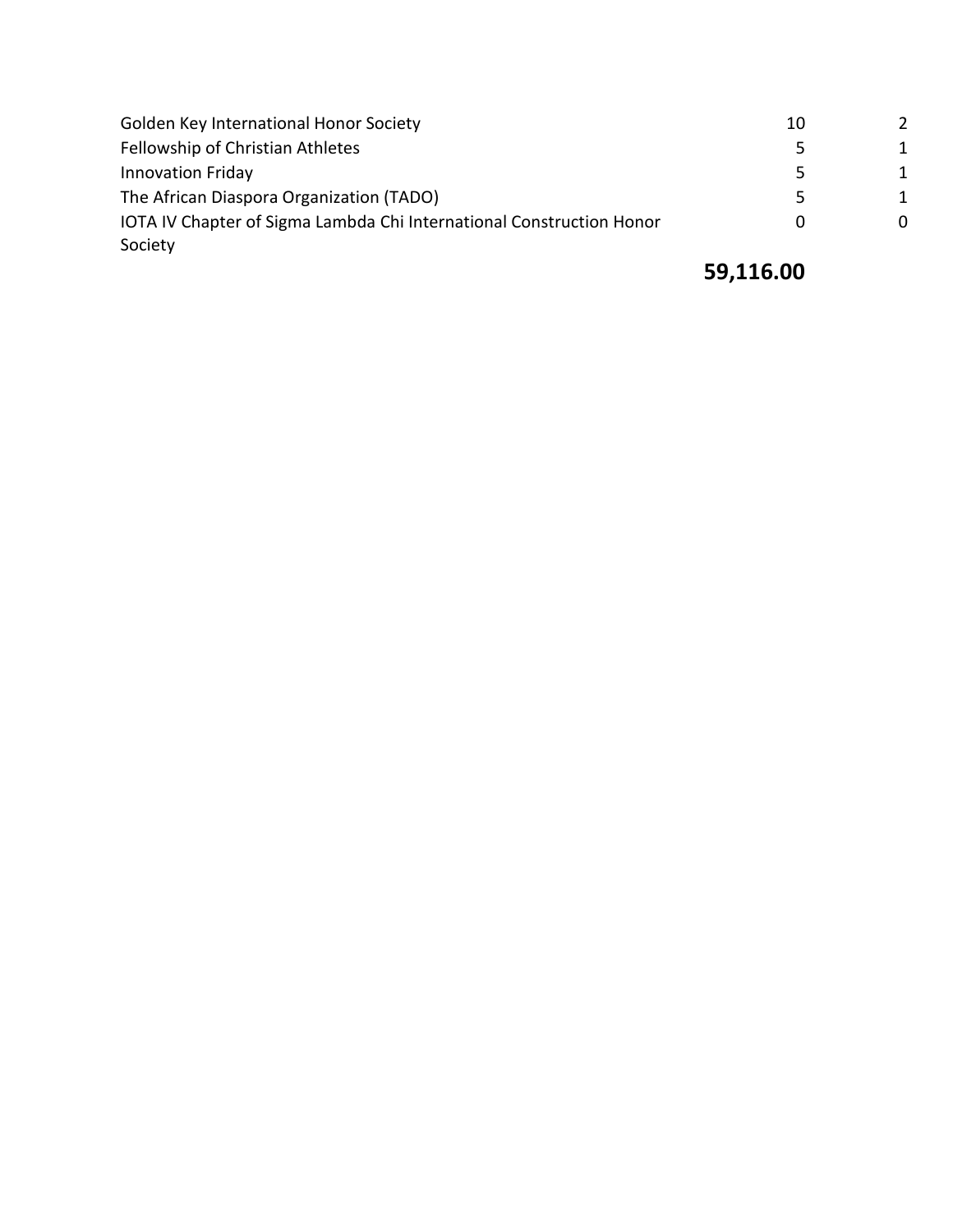| | | |
|---|---|---|
| Golden Key International Honor Society | 10 | 2 |
| Fellowship of Christian Athletes | 5 | 1 |
| Innovation Friday | 5 | 1 |
| The African Diaspora Organization (TADO) | 5 | 1 |
| IOTA IV Chapter of Sigma Lambda Chi International Construction Honor Society | 0 | 0 |
| | **59,116.00** | |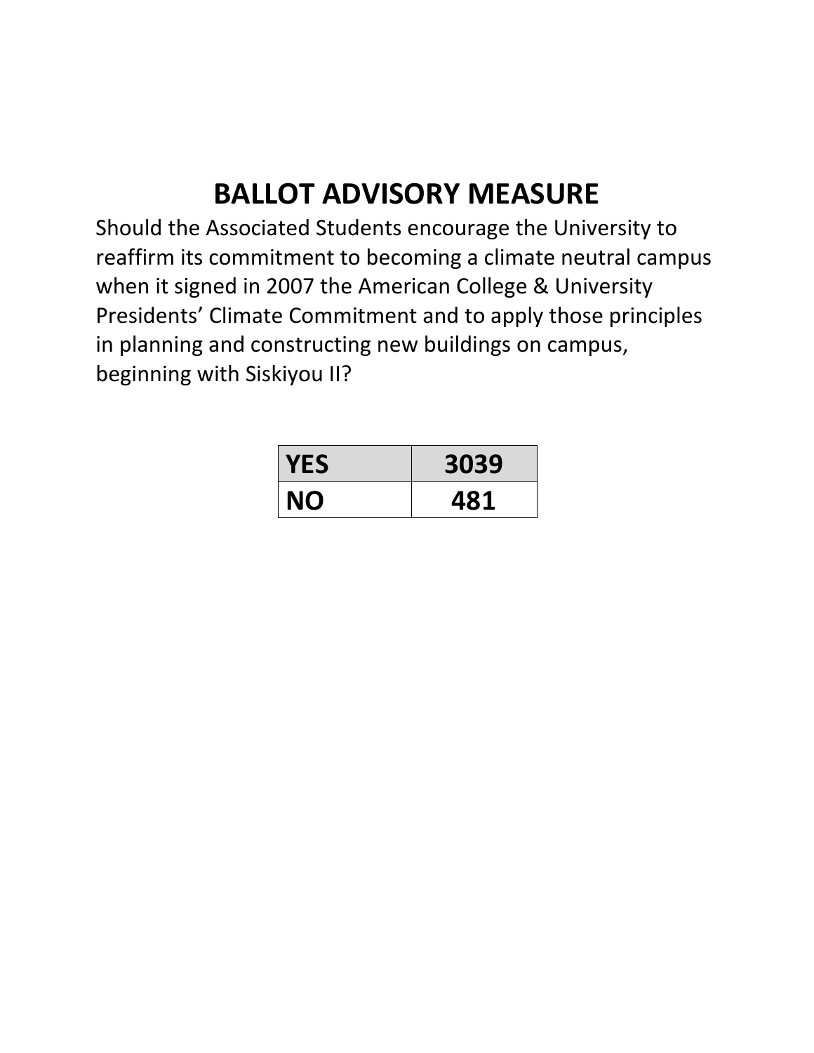# BALLOT ADVISORY MEASURE

Should the Associated Students encourage the University to reaffirm its commitment to becoming a climate neutral campus when it signed in 2007 the American College & University Presidents' Climate Commitment and to apply those principles in planning and constructing new buildings on campus, beginning with Siskiyou II?

| YES | 3039 |
| --- | --- |
| NO | 481 |